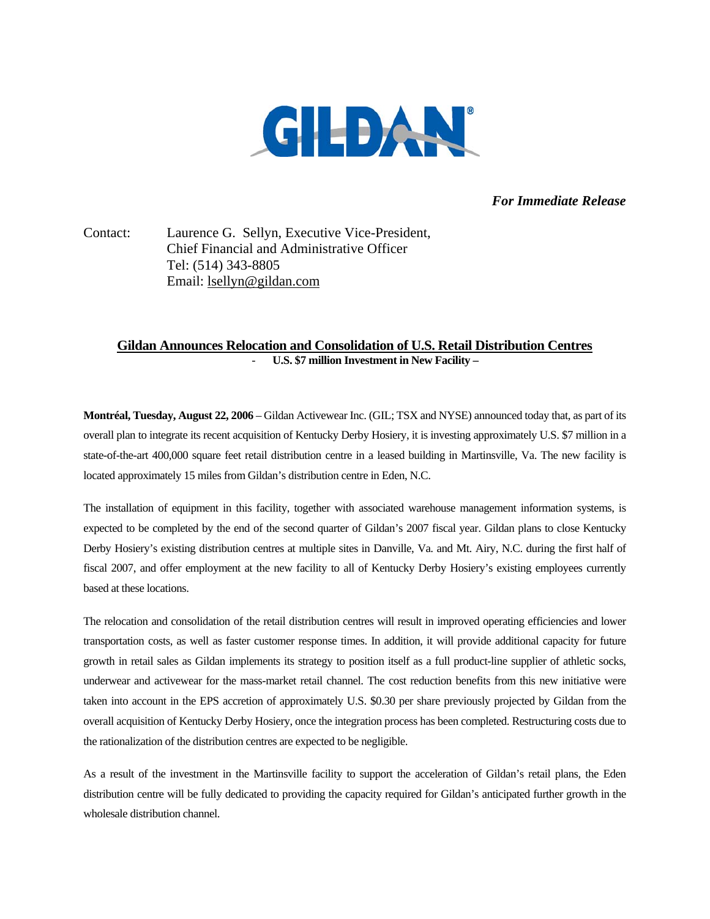GILDAN®

***For Immediate Release***

Contact: Laurence G. Sellyn, Executive Vice-President,
Chief Financial and Administrative Officer
Tel: (514) 343-8805
Email: lsellyn@gildan.com

## Gildan Announces Relocation and Consolidation of U.S. Retail Distribution Centres

**- U.S. $7 million Investment in New Facility –**

**Montréal, Tuesday, August 22, 2006** – Gildan Activewear Inc. (GIL; TSX and NYSE) announced today that, as part of its overall plan to integrate its recent acquisition of Kentucky Derby Hosiery, it is investing approximately U.S. $7 million in a state-of-the-art 400,000 square feet retail distribution centre in a leased building in Martinsville, Va. The new facility is located approximately 15 miles from Gildan's distribution centre in Eden, N.C.

The installation of equipment in this facility, together with associated warehouse management information systems, is expected to be completed by the end of the second quarter of Gildan's 2007 fiscal year. Gildan plans to close Kentucky Derby Hosiery's existing distribution centres at multiple sites in Danville, Va. and Mt. Airy, N.C. during the first half of fiscal 2007, and offer employment at the new facility to all of Kentucky Derby Hosiery's existing employees currently based at these locations.

The relocation and consolidation of the retail distribution centres will result in improved operating efficiencies and lower transportation costs, as well as faster customer response times. In addition, it will provide additional capacity for future growth in retail sales as Gildan implements its strategy to position itself as a full product-line supplier of athletic socks, underwear and activewear for the mass-market retail channel. The cost reduction benefits from this new initiative were taken into account in the EPS accretion of approximately U.S. $0.30 per share previously projected by Gildan from the overall acquisition of Kentucky Derby Hosiery, once the integration process has been completed. Restructuring costs due to the rationalization of the distribution centres are expected to be negligible.

As a result of the investment in the Martinsville facility to support the acceleration of Gildan's retail plans, the Eden distribution centre will be fully dedicated to providing the capacity required for Gildan's anticipated further growth in the wholesale distribution channel.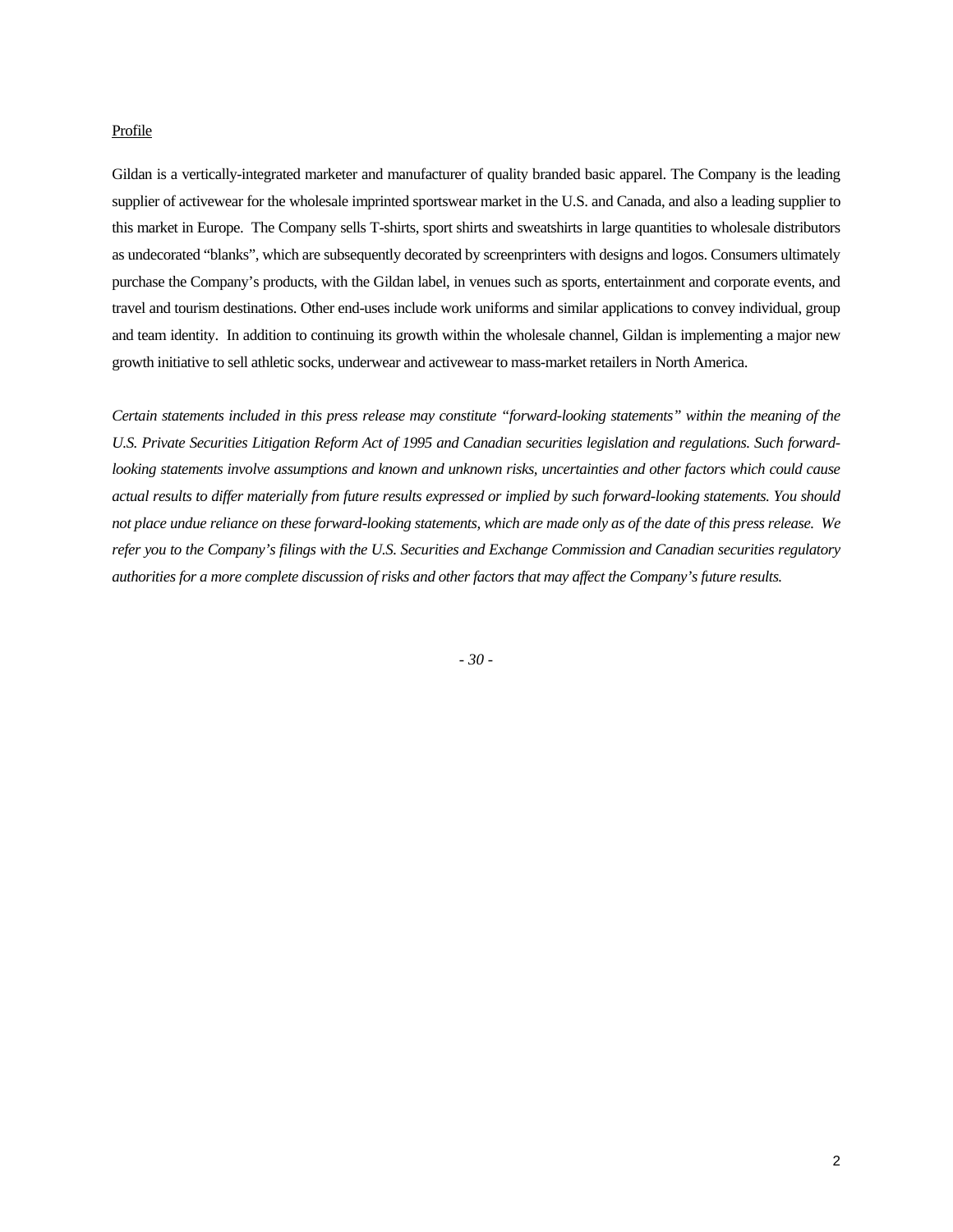Profile

Gildan is a vertically-integrated marketer and manufacturer of quality branded basic apparel. The Company is the leading supplier of activewear for the wholesale imprinted sportswear market in the U.S. and Canada, and also a leading supplier to this market in Europe. The Company sells T-shirts, sport shirts and sweatshirts in large quantities to wholesale distributors as undecorated "blanks", which are subsequently decorated by screenprinters with designs and logos. Consumers ultimately purchase the Company's products, with the Gildan label, in venues such as sports, entertainment and corporate events, and travel and tourism destinations. Other end-uses include work uniforms and similar applications to convey individual, group and team identity. In addition to continuing its growth within the wholesale channel, Gildan is implementing a major new growth initiative to sell athletic socks, underwear and activewear to mass-market retailers in North America.

*Certain statements included in this press release may constitute "forward-looking statements" within the meaning of the U.S. Private Securities Litigation Reform Act of 1995 and Canadian securities legislation and regulations. Such forward-looking statements involve assumptions and known and unknown risks, uncertainties and other factors which could cause actual results to differ materially from future results expressed or implied by such forward-looking statements. You should not place undue reliance on these forward-looking statements, which are made only as of the date of this press release. We refer you to the Company's filings with the U.S. Securities and Exchange Commission and Canadian securities regulatory authorities for a more complete discussion of risks and other factors that may affect the Company's future results.*

*- 30 -*